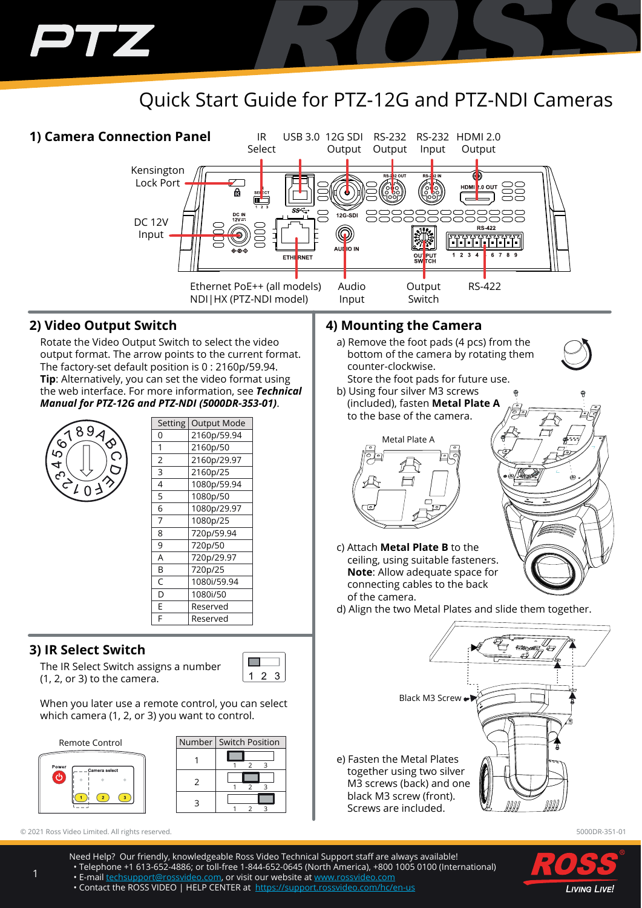# Quick Start Guide for PTZ-12G and PTZ-NDI Cameras

## 1) Camera Connection Panel

IR Select, USB 3.0, 12G SDI Output, RS-232 Output, RS-232 Input, HDMI 2.0 Output

Kensington Lock Port

DC 12V Input

Ethernet PoE++ (all models)
NDI|HX (PTZ-NDI model)

Audio Input

Output Switch

RS-422

## 2) Video Output Switch

Rotate the Video Output Switch to select the video output format. The arrow points to the current format. The factory-set default position is 0 : 2160p/59.94.

**Tip**: Alternatively, you can set the video format using the web interface. For more information, see ***Technical Manual for PTZ-12G and PTZ-NDI (5000DR-353-01)***.

| Setting | Output Mode |
|---|---|
| 0 | 2160p/59.94 |
| 1 | 2160p/50 |
| 2 | 2160p/29.97 |
| 3 | 2160p/25 |
| 4 | 1080p/59.94 |
| 5 | 1080p/50 |
| 6 | 1080p/29.97 |
| 7 | 1080p/25 |
| 8 | 720p/59.94 |
| 9 | 720p/50 |
| A | 720p/29.97 |
| B | 720p/25 |
| C | 1080i/59.94 |
| D | 1080i/50 |
| E | Reserved |
| F | Reserved |

## 3) IR Select Switch

The IR Select Switch assigns a number (1, 2, or 3) to the camera.

When you later use a remote control, you can select which camera (1, 2, or 3) you want to control.

Remote Control

| Number | Switch Position |
|---|---|
| 1 | 1 2 3 |
| 2 | 1 2 3 |
| 3 | 1 2 3 |

## 4) Mounting the Camera

a) Remove the foot pads (4 pcs) from the bottom of the camera by rotating them counter-clockwise.
Store the foot pads for future use.

b) Using four silver M3 screws (included), fasten **Metal Plate A** to the base of the camera.

Metal Plate A

c) Attach **Metal Plate B** to the ceiling, using suitable fasteners.
**Note**: Allow adequate space for connecting cables to the back of the camera.

d) Align the two Metal Plates and slide them together.

Black M3 Screw

e) Fasten the Metal Plates together using two silver M3 screws (back) and one black M3 screw (front). Screws are included.

© 2021 Ross Video Limited. All rights reserved.

5000DR-351-01

Need Help? Our friendly, knowledgeable Ross Video Technical Support staff are always available!

- Telephone +1 613-652-4886; or toll-free 1-844-652-0645 (North America), +800 1005 0100 (International)
- E-mail techsupport@rossvideo.com, or visit our website at www.rossvideo.com
- Contact the ROSS VIDEO | HELP CENTER at https://support.rossvideo.com/hc/en-us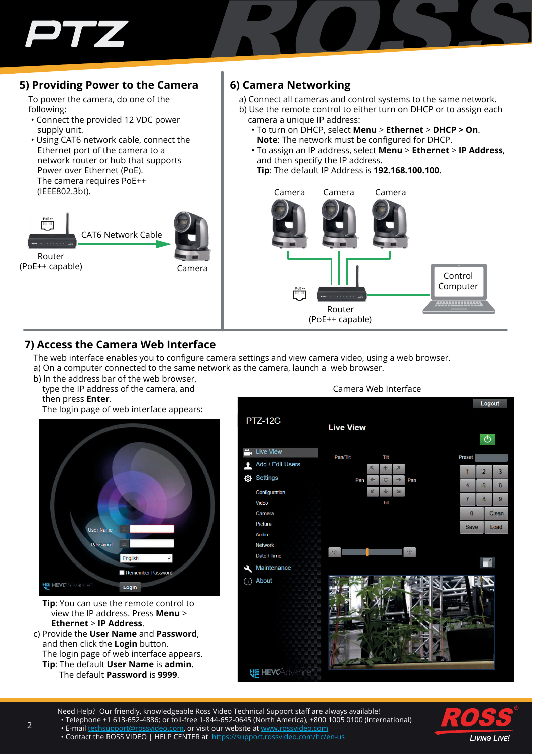## 5) Providing Power to the Camera

To power the camera, do one of the following:

- Connect the provided 12 VDC power supply unit.
- Using CAT6 network cable, connect the Ethernet port of the camera to a network router or hub that supports Power over Ethernet (PoE).
  The camera requires PoE++ (IEEE802.3bt).

Router (PoE++ capable)

CAT6 Network Cable

Camera

## 6) Camera Networking

a) Connect all cameras and control systems to the same network.

b) Use the remote control to either turn on DHCP or to assign each camera a unique IP address:

- To turn on DHCP, select **Menu** > **Ethernet** > **DHCP > On**.
  **Note**: The network must be configured for DHCP.
- To assign an IP address, select **Menu** > **Ethernet** > **IP Address**, and then specify the IP address.
  **Tip**: The default IP Address is **192.168.100.100**.

Camera

Camera

Camera

Router (PoE++ capable)

Control Computer

## 7) Access the Camera Web Interface

The web interface enables you to configure camera settings and view camera video, using a web browser.

a) On a computer connected to the same network as the camera, launch a web browser.

b) In the address bar of the web browser, type the IP address of the camera, and then press **Enter**.
The login page of web interface appears:

**Tip**: You can use the remote control to view the IP address. Press **Menu** > **Ethernet** > **IP Address**.

c) Provide the **User Name** and **Password**, and then click the **Login** button.
The login page of web interface appears.
**Tip**: The default **User Name** is **admin**.
The default **Password** is **9999**.

Camera Web Interface

Need Help? Our friendly, knowledgeable Ross Video Technical Support staff are always available!

- Telephone +1 613-652-4886; or toll-free 1-844-652-0645 (North America), +800 1005 0100 (International)
- E-mail techsupport@rossvideo.com, or visit our website at www.rossvideo.com
- Contact the ROSS VIDEO | HELP CENTER at https://support.rossvideo.com/hc/en-us